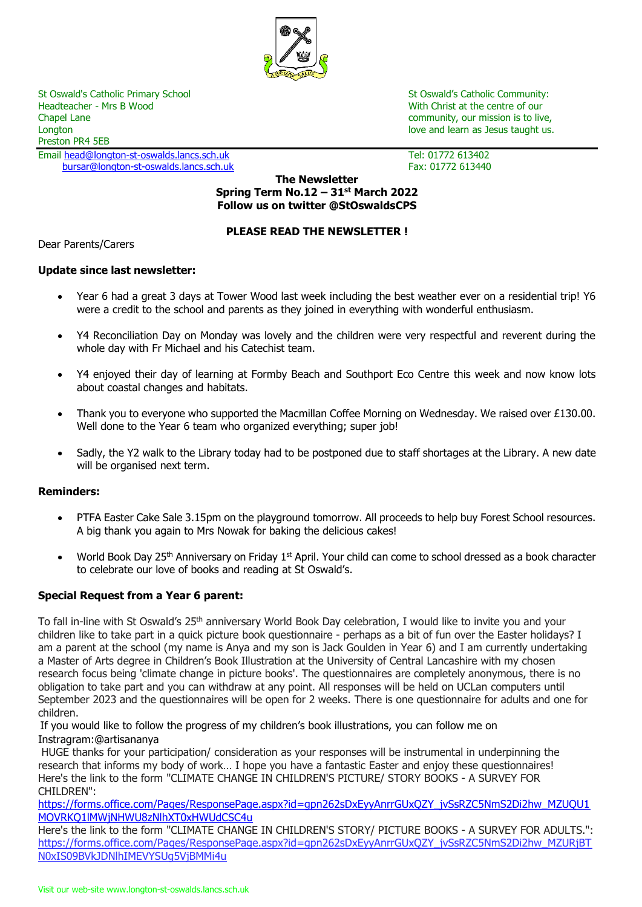St Oswald's Catholic Primary School
Headteacher - Mrs B Wood
Chapel Lane
Longton
Preston PR4 5EB
Email head@longton-st-oswalds.lancs.sch.uk
bursar@longton-st-oswalds.lancs.sch.uk

St Oswald's Catholic Community:
With Christ at the centre of our community, our mission is to live, love and learn as Jesus taught us.

Tel: 01772 613402
Fax: 01772 613440

**The Newsletter**
**Spring Term No.12 – 31st March 2022**
**Follow us on twitter @StOswaldsCPS**

**PLEASE READ THE NEWSLETTER !**

Dear Parents/Carers

**Update since last newsletter:**

- Year 6 had a great 3 days at Tower Wood last week including the best weather ever on a residential trip! Y6 were a credit to the school and parents as they joined in everything with wonderful enthusiasm.
- Y4 Reconciliation Day on Monday was lovely and the children were very respectful and reverent during the whole day with Fr Michael and his Catechist team.
- Y4 enjoyed their day of learning at Formby Beach and Southport Eco Centre this week and now know lots about coastal changes and habitats.
- Thank you to everyone who supported the Macmillan Coffee Morning on Wednesday. We raised over £130.00. Well done to the Year 6 team who organized everything; super job!
- Sadly, the Y2 walk to the Library today had to be postponed due to staff shortages at the Library. A new date will be organised next term.

**Reminders:**

- PTFA Easter Cake Sale 3.15pm on the playground tomorrow. All proceeds to help buy Forest School resources. A big thank you again to Mrs Nowak for baking the delicious cakes!
- World Book Day 25th Anniversary on Friday 1st April. Your child can come to school dressed as a book character to celebrate our love of books and reading at St Oswald's.

**Special Request from a Year 6 parent:**

To fall in-line with St Oswald's 25th anniversary World Book Day celebration, I would like to invite you and your children like to take part in a quick picture book questionnaire - perhaps as a bit of fun over the Easter holidays? I am a parent at the school (my name is Anya and my son is Jack Goulden in Year 6) and I am currently undertaking a Master of Arts degree in Children's Book Illustration at the University of Central Lancashire with my chosen research focus being 'climate change in picture books'. The questionnaires are completely anonymous, there is no obligation to take part and you can withdraw at any point. All responses will be held on UCLan computers until September 2023 and the questionnaires will be open for 2 weeks. There is one questionnaire for adults and one for children.

If you would like to follow the progress of my children's book illustrations, you can follow me on Instragram:@artisananya

HUGE thanks for your participation/ consideration as your responses will be instrumental in underpinning the research that informs my body of work… I hope you have a fantastic Easter and enjoy these questionnaires!

Here's the link to the form "CLIMATE CHANGE IN CHILDREN'S PICTURE/ STORY BOOKS - A SURVEY FOR CHILDREN":
https://forms.office.com/Pages/ResponsePage.aspx?id=gpn262sDxEyyAnrrGUxQZY_jvSsRZC5NmS2Di2hw_MZUQU1MOVRKQ1lMWjNHWU8zNlhXT0xHWUdCSC4u

Here's the link to the form "CLIMATE CHANGE IN CHILDREN'S STORY/ PICTURE BOOKS - A SURVEY FOR ADULTS.":
https://forms.office.com/Pages/ResponsePage.aspx?id=gpn262sDxEyyAnrrGUxQZY_jvSsRZC5NmS2Di2hw_MZURjBTN0xIS09BVkJDNlhIMEVYSUg5VjBMMi4u

Visit our web-site www.longton-st-oswalds.lancs.sch.uk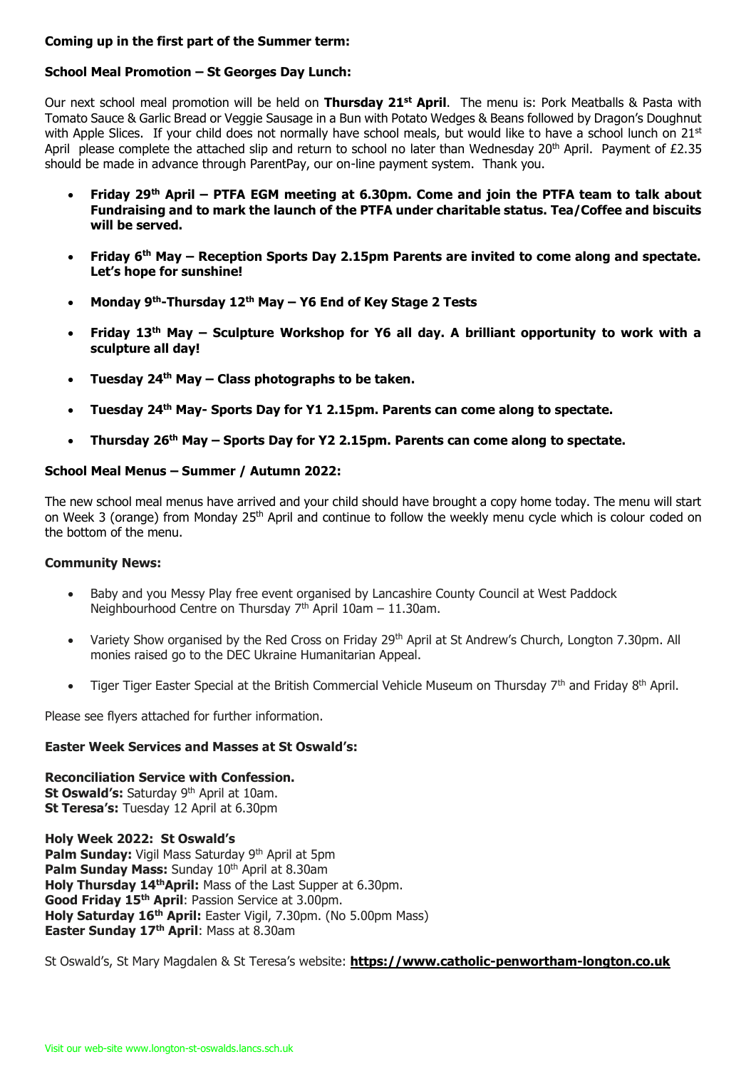**Coming up in the first part of the Summer term:**

**School Meal Promotion – St Georges Day Lunch:**

Our next school meal promotion will be held on **Thursday 21st April**. The menu is: Pork Meatballs & Pasta with Tomato Sauce & Garlic Bread or Veggie Sausage in a Bun with Potato Wedges & Beans followed by Dragon's Doughnut with Apple Slices. If your child does not normally have school meals, but would like to have a school lunch on 21st April please complete the attached slip and return to school no later than Wednesday 20th April. Payment of £2.35 should be made in advance through ParentPay, our on-line payment system. Thank you.

- **Friday 29th April – PTFA EGM meeting at 6.30pm. Come and join the PTFA team to talk about Fundraising and to mark the launch of the PTFA under charitable status. Tea/Coffee and biscuits will be served.**
- **Friday 6th May – Reception Sports Day 2.15pm Parents are invited to come along and spectate. Let's hope for sunshine!**
- **Monday 9th-Thursday 12th May – Y6 End of Key Stage 2 Tests**
- **Friday 13th May – Sculpture Workshop for Y6 all day. A brilliant opportunity to work with a sculpture all day!**
- **Tuesday 24th May – Class photographs to be taken.**
- **Tuesday 24th May- Sports Day for Y1 2.15pm. Parents can come along to spectate.**
- **Thursday 26th May – Sports Day for Y2 2.15pm. Parents can come along to spectate.**

**School Meal Menus – Summer / Autumn 2022:**

The new school meal menus have arrived and your child should have brought a copy home today. The menu will start on Week 3 (orange) from Monday 25th April and continue to follow the weekly menu cycle which is colour coded on the bottom of the menu.

**Community News:**

- Baby and you Messy Play free event organised by Lancashire County Council at West Paddock Neighbourhood Centre on Thursday 7th April 10am – 11.30am.
- Variety Show organised by the Red Cross on Friday 29th April at St Andrew's Church, Longton 7.30pm. All monies raised go to the DEC Ukraine Humanitarian Appeal.
- Tiger Tiger Easter Special at the British Commercial Vehicle Museum on Thursday 7th and Friday 8th April.

Please see flyers attached for further information.

**Easter Week Services and Masses at St Oswald's:**

**Reconciliation Service with Confession.**
**St Oswald's:** Saturday 9th April at 10am.
**St Teresa's:** Tuesday 12 April at 6.30pm

**Holy Week 2022: St Oswald's**
**Palm Sunday:** Vigil Mass Saturday 9th April at 5pm
**Palm Sunday Mass:** Sunday 10th April at 8.30am
**Holy Thursday 14thApril:** Mass of the Last Supper at 6.30pm.
**Good Friday 15th April**: Passion Service at 3.00pm.
**Holy Saturday 16th April:** Easter Vigil, 7.30pm. (No 5.00pm Mass)
**Easter Sunday 17th April**: Mass at 8.30am

St Oswald's, St Mary Magdalen & St Teresa's website: **https://www.catholic-penwortham-longton.co.uk**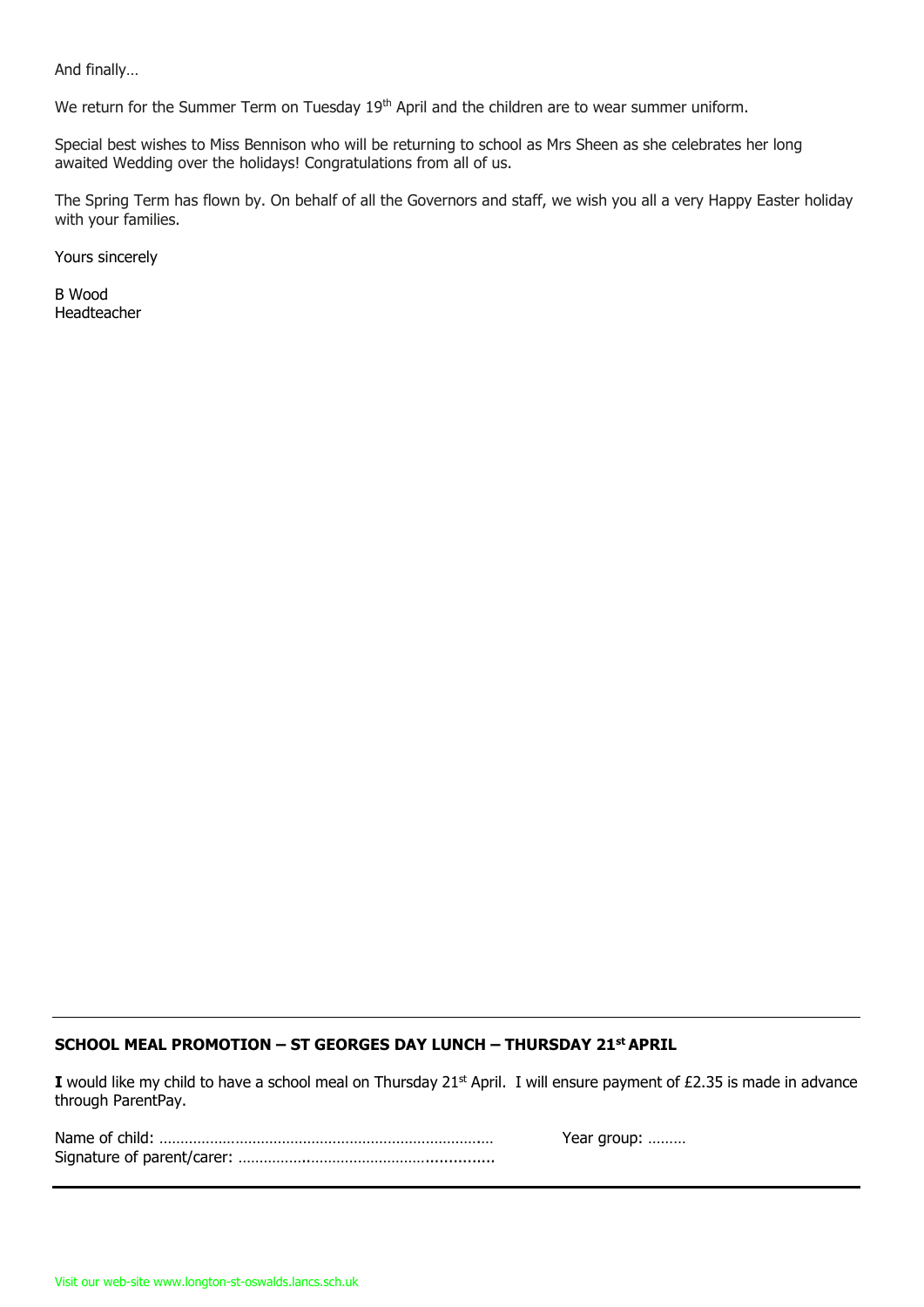And finally…

We return for the Summer Term on Tuesday 19th April and the children are to wear summer uniform.

Special best wishes to Miss Bennison who will be returning to school as Mrs Sheen as she celebrates her long awaited Wedding over the holidays! Congratulations from all of us.

The Spring Term has flown by. On behalf of all the Governors and staff, we wish you all a very Happy Easter holiday with your families.

Yours sincerely

B Wood
Headteacher

---

**SCHOOL MEAL PROMOTION – ST GEORGES DAY LUNCH – THURSDAY 21st APRIL**

**I** would like my child to have a school meal on Thursday 21st April. I will ensure payment of £2.35 is made in advance through ParentPay.

Name of child: ………………………………………………………………….… Year group: ………
Signature of parent/carer: ……………..……………………….............

---

Visit our web-site www.longton-st-oswalds.lancs.sch.uk